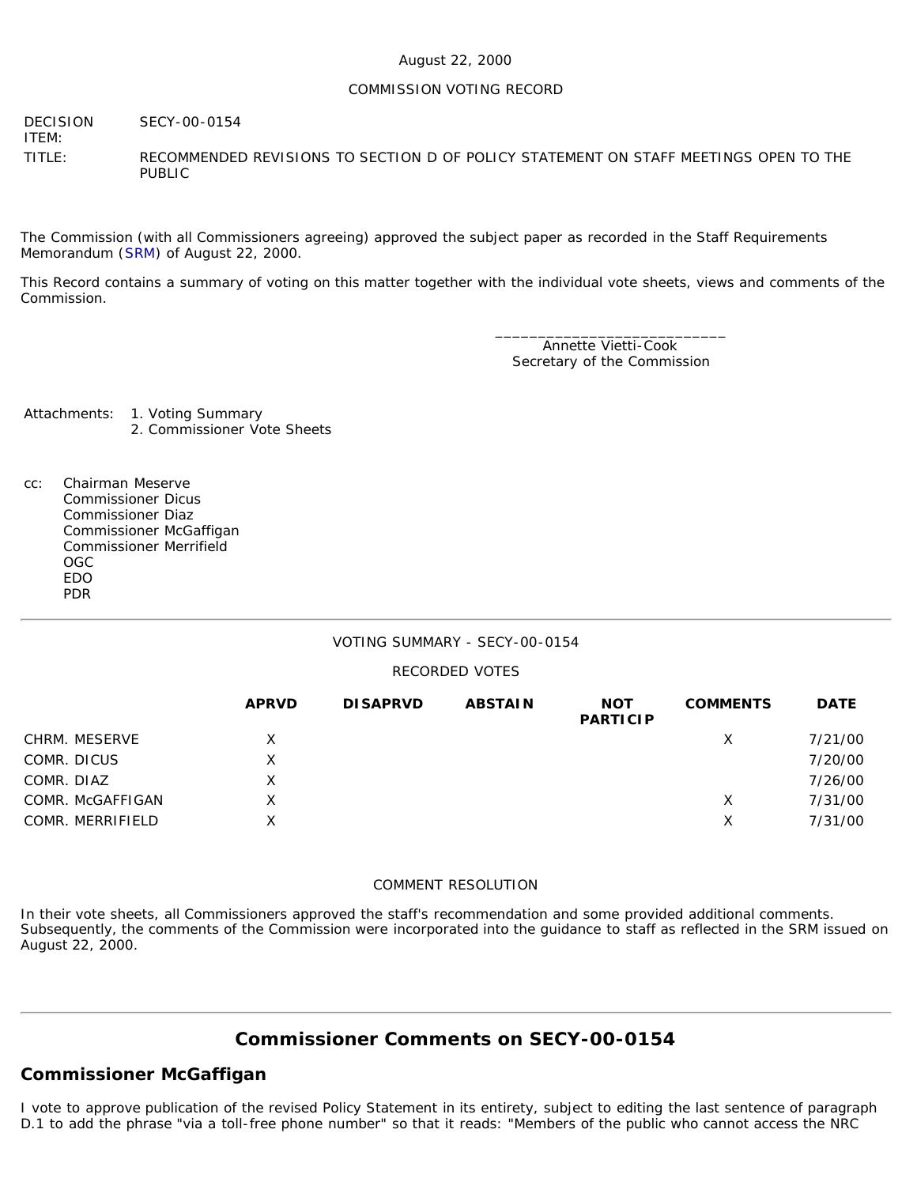August 22, 2000

COMMISSION VOTING RECORD

| | |
|---|---|
| DECISION ITEM: | SECY-00-0154 |
| TITLE: | RECOMMENDED REVISIONS TO SECTION D OF POLICY STATEMENT ON STAFF MEETINGS OPEN TO THE PUBLIC |

The Commission (with all Commissioners agreeing) approved the subject paper as recorded in the Staff Requirements Memorandum (SRM) of August 22, 2000.

This Record contains a summary of voting on this matter together with the individual vote sheets, views and comments of the Commission.

___________________________
Annette Vietti-Cook
Secretary of the Commission

Attachments:
1. Voting Summary
2. Commissioner Vote Sheets

cc:
Chairman Meserve
Commissioner Dicus
Commissioner Diaz
Commissioner McGaffigan
Commissioner Merrifield
OGC
EDO
PDR

---

VOTING SUMMARY - SECY-00-0154

RECORDED VOTES

| | APRVD | DISAPRVD | ABSTAIN | NOT PARTICIP | COMMENTS | DATE |
|---|---|---|---|---|---|---|
| CHRM. MESERVE | X | | | | X | 7/21/00 |
| COMR. DICUS | X | | | | | 7/20/00 |
| COMR. DIAZ | X | | | | | 7/26/00 |
| COMR. McGAFFIGAN | X | | | | X | 7/31/00 |
| COMR. MERRIFIELD | X | | | | X | 7/31/00 |

COMMENT RESOLUTION

In their vote sheets, all Commissioners approved the staff's recommendation and some provided additional comments. Subsequently, the comments of the Commission were incorporated into the guidance to staff as reflected in the SRM issued on August 22, 2000.

---

## Commissioner Comments on SECY-00-0154

### Commissioner McGaffigan

I vote to approve publication of the revised Policy Statement in its entirety, subject to editing the last sentence of paragraph D.1 to add the phrase "via a toll-free phone number" so that it reads: "Members of the public who cannot access the NRC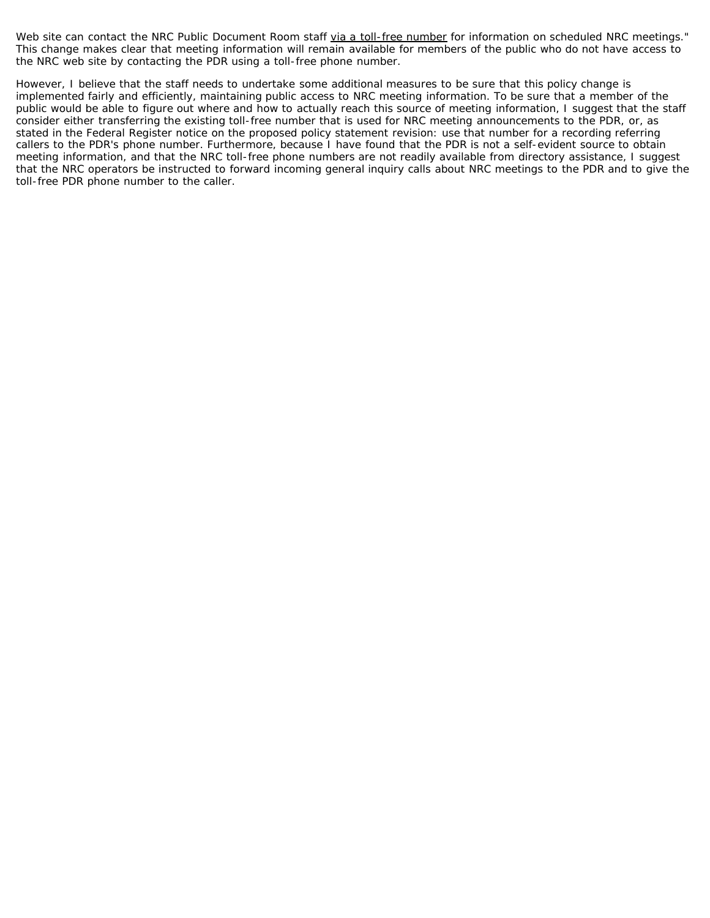Web site can contact the NRC Public Document Room staff <u>via a toll-free number</u> for information on scheduled NRC meetings." This change makes clear that meeting information will remain available for members of the public who do not have access to the NRC web site by contacting the PDR using a toll-free phone number.

However, I believe that the staff needs to undertake some additional measures to be sure that this policy change is implemented fairly and efficiently, maintaining public access to NRC meeting information. To be sure that a member of the public would be able to figure out where and how to actually reach this source of meeting information, I suggest that the staff consider either transferring the existing toll-free number that is used for NRC meeting announcements to the PDR, or, as stated in the Federal Register notice on the proposed policy statement revision: use that number for a recording referring callers to the PDR's phone number. Furthermore, because I have found that the PDR is not a self-evident source to obtain meeting information, and that the NRC toll-free phone numbers are not readily available from directory assistance, I suggest that the NRC operators be instructed to forward incoming general inquiry calls about NRC meetings to the PDR and to give the toll-free PDR phone number to the caller.